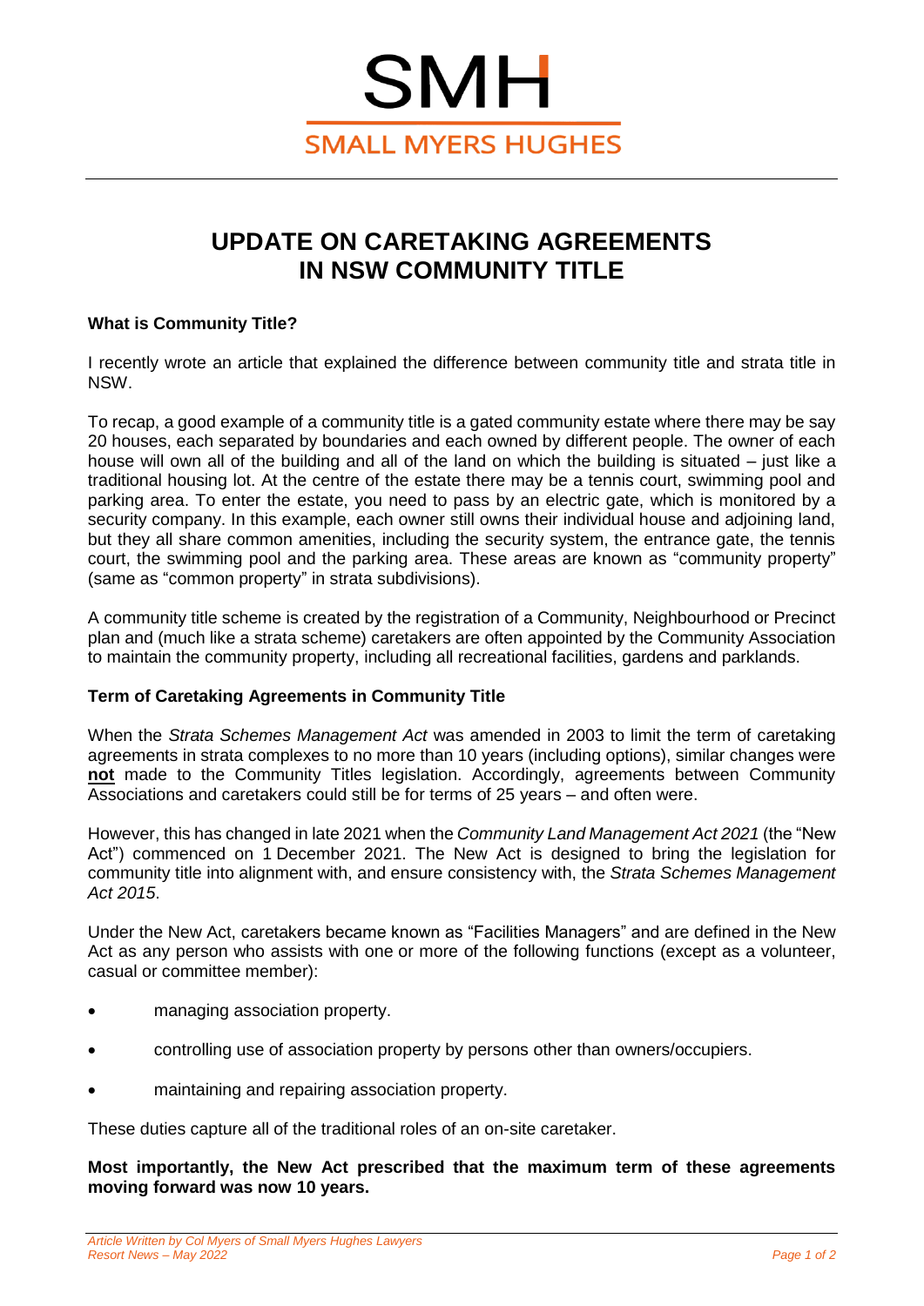SMH

SMALL MYERS HUGHES

# UPDATE ON CARETAKING AGREEMENTS IN NSW COMMUNITY TITLE

### What is Community Title?

I recently wrote an article that explained the difference between community title and strata title in NSW.

To recap, a good example of a community title is a gated community estate where there may be say 20 houses, each separated by boundaries and each owned by different people. The owner of each house will own all of the building and all of the land on which the building is situated – just like a traditional housing lot. At the centre of the estate there may be a tennis court, swimming pool and parking area. To enter the estate, you need to pass by an electric gate, which is monitored by a security company. In this example, each owner still owns their individual house and adjoining land, but they all share common amenities, including the security system, the entrance gate, the tennis court, the swimming pool and the parking area. These areas are known as "community property" (same as "common property" in strata subdivisions).

A community title scheme is created by the registration of a Community, Neighbourhood or Precinct plan and (much like a strata scheme) caretakers are often appointed by the Community Association to maintain the community property, including all recreational facilities, gardens and parklands.

### Term of Caretaking Agreements in Community Title

When the *Strata Schemes Management Act* was amended in 2003 to limit the term of caretaking agreements in strata complexes to no more than 10 years (including options), similar changes were **not** made to the Community Titles legislation. Accordingly, agreements between Community Associations and caretakers could still be for terms of 25 years – and often were.

However, this has changed in late 2021 when the *Community Land Management Act 2021* (the "New Act") commenced on 1 December 2021. The New Act is designed to bring the legislation for community title into alignment with, and ensure consistency with, the *Strata Schemes Management Act 2015*.

Under the New Act, caretakers became known as "Facilities Managers" and are defined in the New Act as any person who assists with one or more of the following functions (except as a volunteer, casual or committee member):

- managing association property.
- controlling use of association property by persons other than owners/occupiers.
- maintaining and repairing association property.

These duties capture all of the traditional roles of an on-site caretaker.

**Most importantly, the New Act prescribed that the maximum term of these agreements moving forward was now 10 years.**

*Article Written by Col Myers of Small Myers Hughes Lawyers*
*Resort News – May 2022*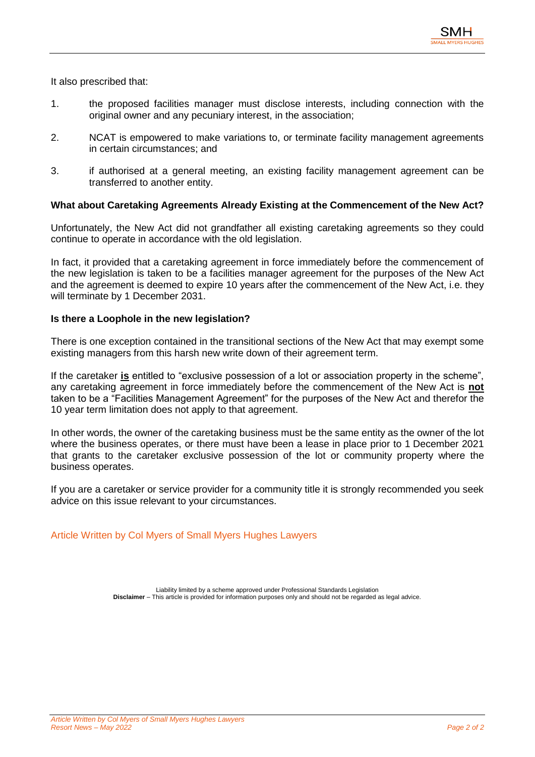It also prescribed that:

1. the proposed facilities manager must disclose interests, including connection with the original owner and any pecuniary interest, in the association;

2. NCAT is empowered to make variations to, or terminate facility management agreements in certain circumstances; and

3. if authorised at a general meeting, an existing facility management agreement can be transferred to another entity.

**What about Caretaking Agreements Already Existing at the Commencement of the New Act?**

Unfortunately, the New Act did not grandfather all existing caretaking agreements so they could continue to operate in accordance with the old legislation.

In fact, it provided that a caretaking agreement in force immediately before the commencement of the new legislation is taken to be a facilities manager agreement for the purposes of the New Act and the agreement is deemed to expire 10 years after the commencement of the New Act, i.e. they will terminate by 1 December 2031.

**Is there a Loophole in the new legislation?**

There is one exception contained in the transitional sections of the New Act that may exempt some existing managers from this harsh new write down of their agreement term.

If the caretaker **<u>is</u>** entitled to "exclusive possession of a lot or association property in the scheme", any caretaking agreement in force immediately before the commencement of the New Act is **<u>not</u>** taken to be a "Facilities Management Agreement" for the purposes of the New Act and therefor the 10 year term limitation does not apply to that agreement.

In other words, the owner of the caretaking business must be the same entity as the owner of the lot where the business operates, or there must have been a lease in place prior to 1 December 2021 that grants to the caretaker exclusive possession of the lot or community property where the business operates.

If you are a caretaker or service provider for a community title it is strongly recommended you seek advice on this issue relevant to your circumstances.

Article Written by Col Myers of Small Myers Hughes Lawyers

Liability limited by a scheme approved under Professional Standards Legislation
**Disclaimer** – This article is provided for information purposes only and should not be regarded as legal advice.